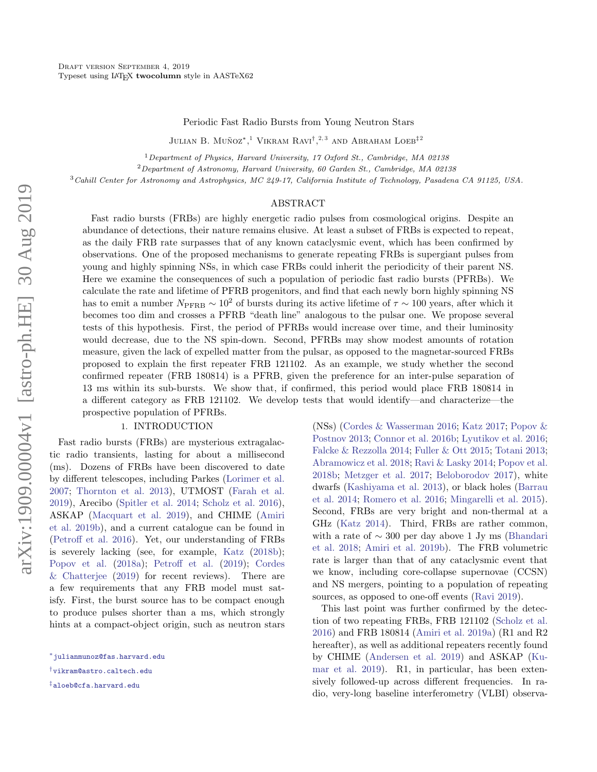# Periodic Fast Radio Bursts from Young Neutron Stars

Julian B. Muñoz*,[1] Vikram Ravi†,[2,3] and Abraham Loeb‡[2]

[1]Department of Physics, Harvard University, 17 Oxford St., Cambridge, MA 02138

[2]Department of Astronomy, Harvard University, 60 Garden St., Cambridge, MA 02138

[3]Cahill Center for Astronomy and Astrophysics, MC 249-17, California Institute of Technology, Pasadena CA 91125, USA.

## ABSTRACT

Fast radio bursts (FRBs) are highly energetic radio pulses from cosmological origins. Despite an abundance of detections, their nature remains elusive. At least a subset of FRBs is expected to repeat, as the daily FRB rate surpasses that of any known cataclysmic event, which has been confirmed by observations. One of the proposed mechanisms to generate repeating FRBs is supergiant pulses from young and highly spinning NSs, in which case FRBs could inherit the periodicity of their parent NS. Here we examine the consequences of such a population of periodic fast radio bursts (PFRBs). We calculate the rate and lifetime of PFRB progenitors, and find that each newly born highly spinning NS has to emit a number $N_{\rm PFRB} \sim 10^2$ of bursts during its active lifetime of $\tau \sim 100$ years, after which it becomes too dim and crosses a PFRB "death line" analogous to the pulsar one. We propose several tests of this hypothesis. First, the period of PFRBs would increase over time, and their luminosity would decrease, due to the NS spin-down. Second, PFRBs may show modest amounts of rotation measure, given the lack of expelled matter from the pulsar, as opposed to the magnetar-sourced FRBs proposed to explain the first repeater FRB 121102. As an example, we study whether the second confirmed repeater (FRB 180814) is a PFRB, given the preference for an inter-pulse separation of 13 ms within its sub-bursts. We show that, if confirmed, this period would place FRB 180814 in a different category as FRB 121102. We develop tests that would identify—and characterize—the prospective population of PFRBs.

## 1. INTRODUCTION

Fast radio bursts (FRBs) are mysterious extragalactic radio transients, lasting for about a millisecond (ms). Dozens of FRBs have been discovered to date by different telescopes, including Parkes (Lorimer et al. 2007; Thornton et al. 2013), UTMOST (Farah et al. 2019), Arecibo (Spitler et al. 2014; Scholz et al. 2016), ASKAP (Macquart et al. 2019), and CHIME (Amiri et al. 2019b), and a current catalogue can be found in (Petroff et al. 2016). Yet, our understanding of FRBs is severely lacking (see, for example, Katz (2018b); Popov et al. (2018a); Petroff et al. (2019); Cordes & Chatterjee (2019) for recent reviews). There are a few requirements that any FRB model must satisfy. First, the burst source has to be compact enough to produce pulses shorter than a ms, which strongly hints at a compact-object origin, such as neutron stars (NSs) (Cordes & Wasserman 2016; Katz 2017; Popov & Postnov 2013; Connor et al. 2016b; Lyutikov et al. 2016; Falcke & Rezzolla 2014; Fuller & Ott 2015; Totani 2013; Abramowicz et al. 2018; Ravi & Lasky 2014; Popov et al. 2018b; Metzger et al. 2017; Beloborodov 2017), white dwarfs (Kashiyama et al. 2013), or black holes (Barrau et al. 2014; Romero et al. 2016; Mingarelli et al. 2015). Second, FRBs are very bright and non-thermal at a GHz (Katz 2014). Third, FRBs are rather common, with a rate of $\sim 300$ per day above 1 Jy ms (Bhandari et al. 2018; Amiri et al. 2019b). The FRB volumetric rate is larger than that of any cataclysmic event that we know, including core-collapse supernovae (CCSN) and NS mergers, pointing to a population of repeating sources, as opposed to one-off events (Ravi 2019).

This last point was further confirmed by the detection of two repeating FRBs, FRB 121102 (Scholz et al. 2016) and FRB 180814 (Amiri et al. 2019a) (R1 and R2 hereafter), as well as additional repeaters recently found by CHIME (Andersen et al. 2019) and ASKAP (Kumar et al. 2019). R1, in particular, has been extensively followed-up across different frequencies. In radio, very-long baseline interferometry (VLBI) observa-

*julianmunoz@fas.harvard.edu

†vikram@astro.caltech.edu

‡aloeb@cfa.harvard.edu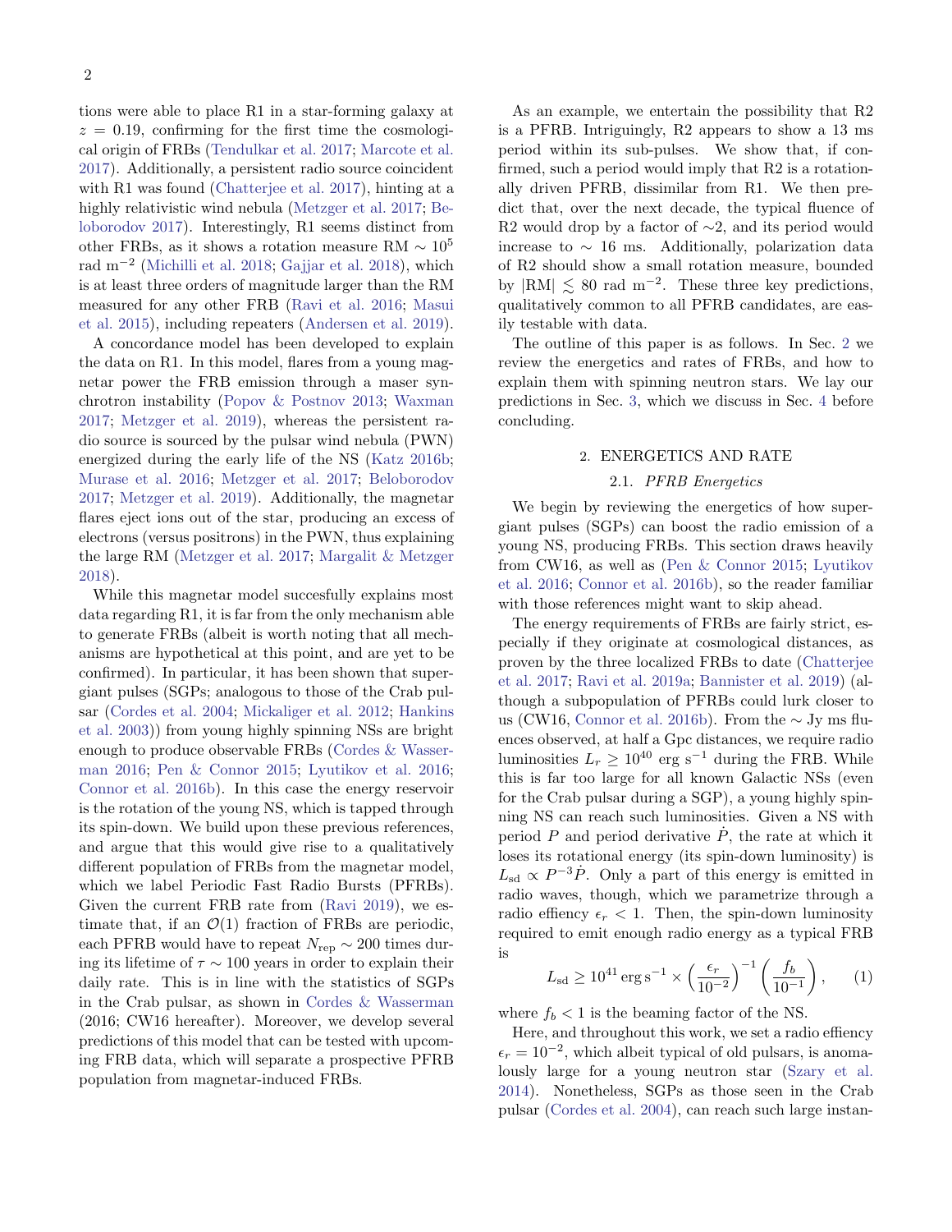tions were able to place R1 in a star-forming galaxy at $z = 0.19$, confirming for the first time the cosmological origin of FRBs (Tendulkar et al. 2017; Marcote et al. 2017). Additionally, a persistent radio source coincident with R1 was found (Chatterjee et al. 2017), hinting at a highly relativistic wind nebula (Metzger et al. 2017; Beloborodov 2017). Interestingly, R1 seems distinct from other FRBs, as it shows a rotation measure RM $\sim 10^5$ rad m$^{-2}$ (Michilli et al. 2018; Gajjar et al. 2018), which is at least three orders of magnitude larger than the RM measured for any other FRB (Ravi et al. 2016; Masui et al. 2015), including repeaters (Andersen et al. 2019).

A concordance model has been developed to explain the data on R1. In this model, flares from a young magnetar power the FRB emission through a maser synchrotron instability (Popov & Postnov 2013; Waxman 2017; Metzger et al. 2019), whereas the persistent radio source is sourced by the pulsar wind nebula (PWN) energized during the early life of the NS (Katz 2016b; Murase et al. 2016; Metzger et al. 2017; Beloborodov 2017; Metzger et al. 2019). Additionally, the magnetar flares eject ions out of the star, producing an excess of electrons (versus positrons) in the PWN, thus explaining the large RM (Metzger et al. 2017; Margalit & Metzger 2018).

While this magnetar model succesfully explains most data regarding R1, it is far from the only mechanism able to generate FRBs (albeit is worth noting that all mechanisms are hypothetical at this point, and are yet to be confirmed). In particular, it has been shown that supergiant pulses (SGPs; analogous to those of the Crab pulsar (Cordes et al. 2004; Mickaliger et al. 2012; Hankins et al. 2003)) from young highly spinning NSs are bright enough to produce observable FRBs (Cordes & Wasserman 2016; Pen & Connor 2015; Lyutikov et al. 2016; Connor et al. 2016b). In this case the energy reservoir is the rotation of the young NS, which is tapped through its spin-down. We build upon these previous references, and argue that this would give rise to a qualitatively different population of FRBs from the magnetar model, which we label Periodic Fast Radio Bursts (PFRBs). Given the current FRB rate from (Ravi 2019), we estimate that, if an $\mathcal{O}(1)$ fraction of FRBs are periodic, each PFRB would have to repeat $N_{\rm rep} \sim 200$ times during its lifetime of $\tau \sim 100$ years in order to explain their daily rate. This is in line with the statistics of SGPs in the Crab pulsar, as shown in Cordes & Wasserman (2016; CW16 hereafter). Moreover, we develop several predictions of this model that can be tested with upcoming FRB data, which will separate a prospective PFRB population from magnetar-induced FRBs.

As an example, we entertain the possibility that R2 is a PFRB. Intriguingly, R2 appears to show a 13 ms period within its sub-pulses. We show that, if confirmed, such a period would imply that R2 is a rotationally driven PFRB, dissimilar from R1. We then predict that, over the next decade, the typical fluence of R2 would drop by a factor of $\sim$2, and its period would increase to $\sim$ 16 ms. Additionally, polarization data of R2 should show a small rotation measure, bounded by $|\mathrm{RM}| \lesssim 80$ rad m$^{-2}$. These three key predictions, qualitatively common to all PFRB candidates, are easily testable with data.

The outline of this paper is as follows. In Sec. 2 we review the energetics and rates of FRBs, and how to explain them with spinning neutron stars. We lay our predictions in Sec. 3, which we discuss in Sec. 4 before concluding.

## 2. ENERGETICS AND RATE

### 2.1. *PFRB Energetics*

We begin by reviewing the energetics of how supergiant pulses (SGPs) can boost the radio emission of a young NS, producing FRBs. This section draws heavily from CW16, as well as (Pen & Connor 2015; Lyutikov et al. 2016; Connor et al. 2016b), so the reader familiar with those references might want to skip ahead.

The energy requirements of FRBs are fairly strict, especially if they originate at cosmological distances, as proven by the three localized FRBs to date (Chatterjee et al. 2017; Ravi et al. 2019a; Bannister et al. 2019) (although a subpopulation of PFRBs could lurk closer to us (CW16, Connor et al. 2016b). From the $\sim$ Jy ms fluences observed, at half a Gpc distances, we require radio luminosities $L_r \geq 10^{40}$ erg s$^{-1}$ during the FRB. While this is far too large for all known Galactic NSs (even for the Crab pulsar during a SGP), a young highly spinning NS can reach such luminosities. Given a NS with period $P$ and period derivative $\dot{P}$, the rate at which it loses its rotational energy (its spin-down luminosity) is $L_{\rm sd} \propto P^{-3}\dot{P}$. Only a part of this energy is emitted in radio waves, though, which we parametrize through a radio effiency $\epsilon_r < 1$. Then, the spin-down luminosity required to emit enough radio energy as a typical FRB is

$$L_{\rm sd} \geq 10^{41}\,\mathrm{erg\,s^{-1}} \times \left(\frac{\epsilon_r}{10^{-2}}\right)^{-1}\left(\frac{f_b}{10^{-1}}\right), \qquad (1)$$

where $f_b < 1$ is the beaming factor of the NS.

Here, and throughout this work, we set a radio effiency $\epsilon_r = 10^{-2}$, which albeit typical of old pulsars, is anomalously large for a young neutron star (Szary et al. 2014). Nonetheless, SGPs as those seen in the Crab pulsar (Cordes et al. 2004), can reach such large instan-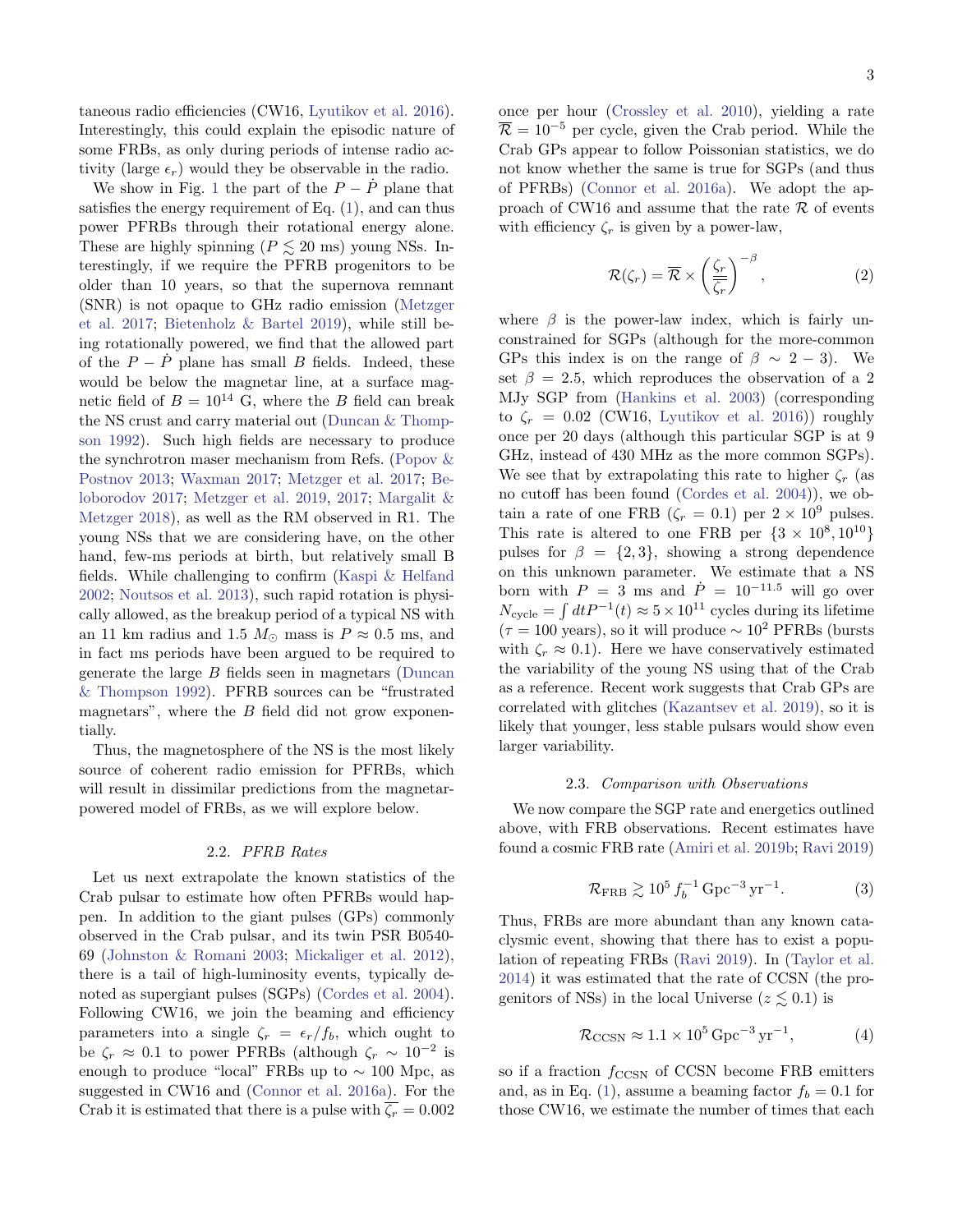taneous radio efficiencies (CW16, Lyutikov et al. 2016). Interestingly, this could explain the episodic nature of some FRBs, as only during periods of intense radio activity (large $\epsilon_r$) would they be observable in the radio.

We show in Fig. 1 the part of the $P-\dot{P}$ plane that satisfies the energy requirement of Eq. (1), and can thus power PFRBs through their rotational energy alone. These are highly spinning ($P \lesssim 20$ ms) young NSs. Interestingly, if we require the PFRB progenitors to be older than 10 years, so that the supernova remnant (SNR) is not opaque to GHz radio emission (Metzger et al. 2017; Bietenholz & Bartel 2019), while still being rotationally powered, we find that the allowed part of the $P-\dot{P}$ plane has small $B$ fields. Indeed, these would be below the magnetar line, at a surface magnetic field of $B = 10^{14}$ G, where the $B$ field can break the NS crust and carry material out (Duncan & Thompson 1992). Such high fields are necessary to produce the synchrotron maser mechanism from Refs. (Popov & Postnov 2013; Waxman 2017; Metzger et al. 2017; Beloborodov 2017; Metzger et al. 2019, 2017; Margalit & Metzger 2018), as well as the RM observed in R1. The young NSs that we are considering have, on the other hand, few-ms periods at birth, but relatively small B fields. While challenging to confirm (Kaspi & Helfand 2002; Noutsos et al. 2013), such rapid rotation is physically allowed, as the breakup period of a typical NS with an 11 km radius and 1.5 $M_\odot$ mass is $P \approx 0.5$ ms, and in fact ms periods have been argued to be required to generate the large $B$ fields seen in magnetars (Duncan & Thompson 1992). PFRB sources can be "frustrated magnetars", where the $B$ field did not grow exponentially.

Thus, the magnetosphere of the NS is the most likely source of coherent radio emission for PFRBs, which will result in dissimilar predictions from the magnetar-powered model of FRBs, as we will explore below.

### 2.2. *PFRB Rates*

Let us next extrapolate the known statistics of the Crab pulsar to estimate how often PFRBs would happen. In addition to the giant pulses (GPs) commonly observed in the Crab pulsar, and its twin PSR B0540-69 (Johnston & Romani 2003; Mickaliger et al. 2012), there is a tail of high-luminosity events, typically denoted as supergiant pulses (SGPs) (Cordes et al. 2004). Following CW16, we join the beaming and efficiency parameters into a single $\zeta_r = \epsilon_r/f_b$, which ought to be $\zeta_r \approx 0.1$ to power PFRBs (although $\zeta_r \sim 10^{-2}$ is enough to produce "local" FRBs up to $\sim 100$ Mpc, as suggested in CW16 and (Connor et al. 2016a). For the Crab it is estimated that there is a pulse with $\overline{\zeta_r} = 0.002$ once per hour (Crossley et al. 2010), yielding a rate $\overline{\mathcal{R}} = 10^{-5}$ per cycle, given the Crab period. While the Crab GPs appear to follow Poissonian statistics, we do not know whether the same is true for SGPs (and thus of PFRBs) (Connor et al. 2016a). We adopt the approach of CW16 and assume that the rate $\mathcal{R}$ of events with efficiency $\zeta_r$ is given by a power-law,

$$\mathcal{R}(\zeta_r) = \overline{\mathcal{R}} \times \left(\frac{\zeta_r}{\overline{\zeta_r}}\right)^{-\beta}, \tag{2}$$

where $\beta$ is the power-law index, which is fairly unconstrained for SGPs (although for the more-common GPs this index is on the range of $\beta \sim 2-3$). We set $\beta = 2.5$, which reproduces the observation of a 2 MJy SGP from (Hankins et al. 2003) (corresponding to $\zeta_r = 0.02$ (CW16, Lyutikov et al. 2016)) roughly once per 20 days (although this particular SGP is at 9 GHz, instead of 430 MHz as the more common SGPs). We see that by extrapolating this rate to higher $\zeta_r$ (as no cutoff has been found (Cordes et al. 2004)), we obtain a rate of one FRB ($\zeta_r = 0.1$) per $2 \times 10^9$ pulses. This rate is altered to one FRB per $\{3 \times 10^8, 10^{10}\}$ pulses for $\beta = \{2, 3\}$, showing a strong dependence on this unknown parameter. We estimate that a NS born with $P = 3$ ms and $\dot{P} = 10^{-11.5}$ will go over $N_{\rm cycle} = \int dt P^{-1}(t) \approx 5 \times 10^{11}$ cycles during its lifetime ($\tau = 100$ years), so it will produce $\sim 10^2$ PFRBs (bursts with $\zeta_r \approx 0.1$). Here we have conservatively estimated the variability of the young NS using that of the Crab as a reference. Recent work suggests that Crab GPs are correlated with glitches (Kazantsev et al. 2019), so it is likely that younger, less stable pulsars would show even larger variability.

### 2.3. *Comparison with Observations*

We now compare the SGP rate and energetics outlined above, with FRB observations. Recent estimates have found a cosmic FRB rate (Amiri et al. 2019b; Ravi 2019)

$$\mathcal{R}_{\rm FRB} \gtrsim 10^5 \, f_b^{-1} \, {\rm Gpc}^{-3} \, {\rm yr}^{-1}. \tag{3}$$

Thus, FRBs are more abundant than any known cataclysmic event, showing that there has to exist a population of repeating FRBs (Ravi 2019). In (Taylor et al. 2014) it was estimated that the rate of CCSN (the progenitors of NSs) in the local Universe ($z \lesssim 0.1$) is

$$\mathcal{R}_{\rm CCSN} \approx 1.1 \times 10^5 \, {\rm Gpc}^{-3} \, {\rm yr}^{-1}, \tag{4}$$

so if a fraction $f_{\rm CCSN}$ of CCSN become FRB emitters and, as in Eq. (1), assume a beaming factor $f_b = 0.1$ for those CW16, we estimate the number of times that each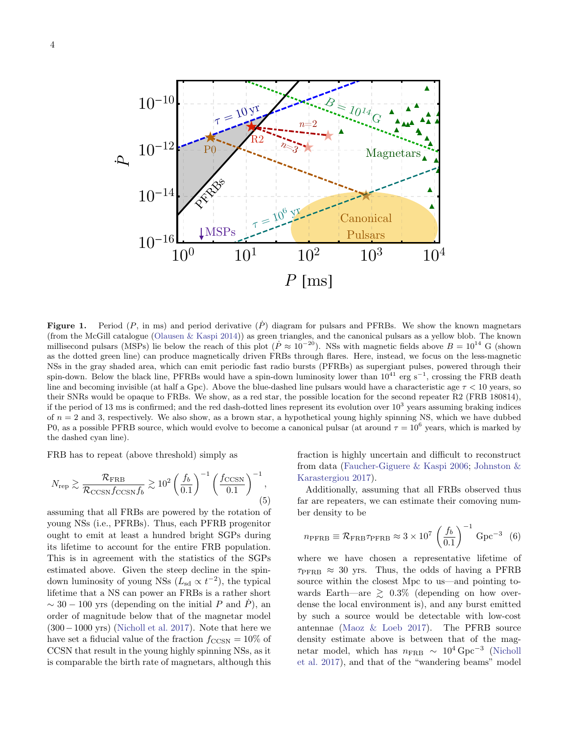**Figure 1.** Period ($P$, in ms) and period derivative ($\dot{P}$) diagram for pulsars and PFRBs. We show the known magnetars (from the McGill catalogue (Olausen & Kaspi 2014)) as green triangles, and the canonical pulsars as a yellow blob. The known millisecond pulsars (MSPs) lie below the reach of this plot ($\dot{P} \approx 10^{-20}$). NSs with magnetic fields above $B = 10^{14}$ G (shown as the dotted green line) can produce magnetically driven FRBs through flares. Here, instead, we focus on the less-magnetic NSs in the gray shaded area, which can emit periodic fast radio bursts (PFRBs) as supergiant pulses, powered through their spin-down. Below the black line, PFRBs would have a spin-down luminosity lower than $10^{41}$ erg s$^{-1}$, crossing the FRB death line and becoming invisible (at half a Gpc). Above the blue-dashed line pulsars would have a characteristic age $\tau < 10$ years, so their SNRs would be opaque to FRBs. We show, as a red star, the possible location for the second repeater R2 (FRB 180814), if the period of 13 ms is confirmed; and the red dash-dotted lines represent its evolution over $10^3$ years assuming braking indices of $n = 2$ and 3, respectively. We also show, as a brown star, a hypothetical young highly spinning NS, which we have dubbed P0, as a possible PFRB source, which would evolve to become a canonical pulsar (at around $\tau = 10^6$ years, which is marked by the dashed cyan line).

FRB has to repeat (above threshold) simply as

$$N_{\rm rep} \gtrsim \frac{\mathcal{R}_{\rm FRB}}{\mathcal{R}_{\rm CCSN} f_{\rm CCSN} f_b} \gtrsim 10^2 \left(\frac{f_b}{0.1}\right)^{-1} \left(\frac{f_{\rm CCSN}}{0.1}\right)^{-1}, \tag{5}$$

assuming that all FRBs are powered by the rotation of young NSs (i.e., PFRBs). Thus, each PFRB progenitor ought to emit at least a hundred bright SGPs during its lifetime to account for the entire FRB population. This is in agreement with the statistics of the SGPs estimated above. Given the steep decline in the spin-down luminosity of young NSs ($L_{\rm sd} \propto t^{-2}$), the typical lifetime that a NS can power an FRBs is a rather short $\sim 30-100$ yrs (depending on the initial $P$ and $\dot{P}$), an order of magnitude below that of the magnetar model ($300-1000$ yrs) (Nicholl et al. 2017). Note that here we have set a fiducial value of the fraction $f_{\rm CCSN} = 10\%$ of CCSN that result in the young highly spinning NSs, as it is comparable the birth rate of magnetars, although this fraction is highly uncertain and difficult to reconstruct from data (Faucher-Giguere & Kaspi 2006; Johnston & Karastergiou 2017).

Additionally, assuming that all FRBs observed thus far are repeaters, we can estimate their comoving number density to be

$$n_{\rm PFRB} \equiv \mathcal{R}_{\rm FRB} \tau_{\rm PFRB} \approx 3 \times 10^7 \left(\frac{f_b}{0.1}\right)^{-1} \,{\rm Gpc}^{-3} \tag{6}$$

where we have chosen a representative lifetime of $\tau_{\rm PFRB} \approx 30$ yrs. Thus, the odds of having a PFRB source within the closest Mpc to us—and pointing towards Earth—are $\gtrsim 0.3\%$ (depending on how overdense the local environment is), and any burst emitted by such a source would be detectable with low-cost antennae (Maoz & Loeb 2017). The PFRB source density estimate above is between that of the magnetar model, which has $n_{\rm FRB} \sim 10^4\,{\rm Gpc}^{-3}$ (Nicholl et al. 2017), and that of the "wandering beams" model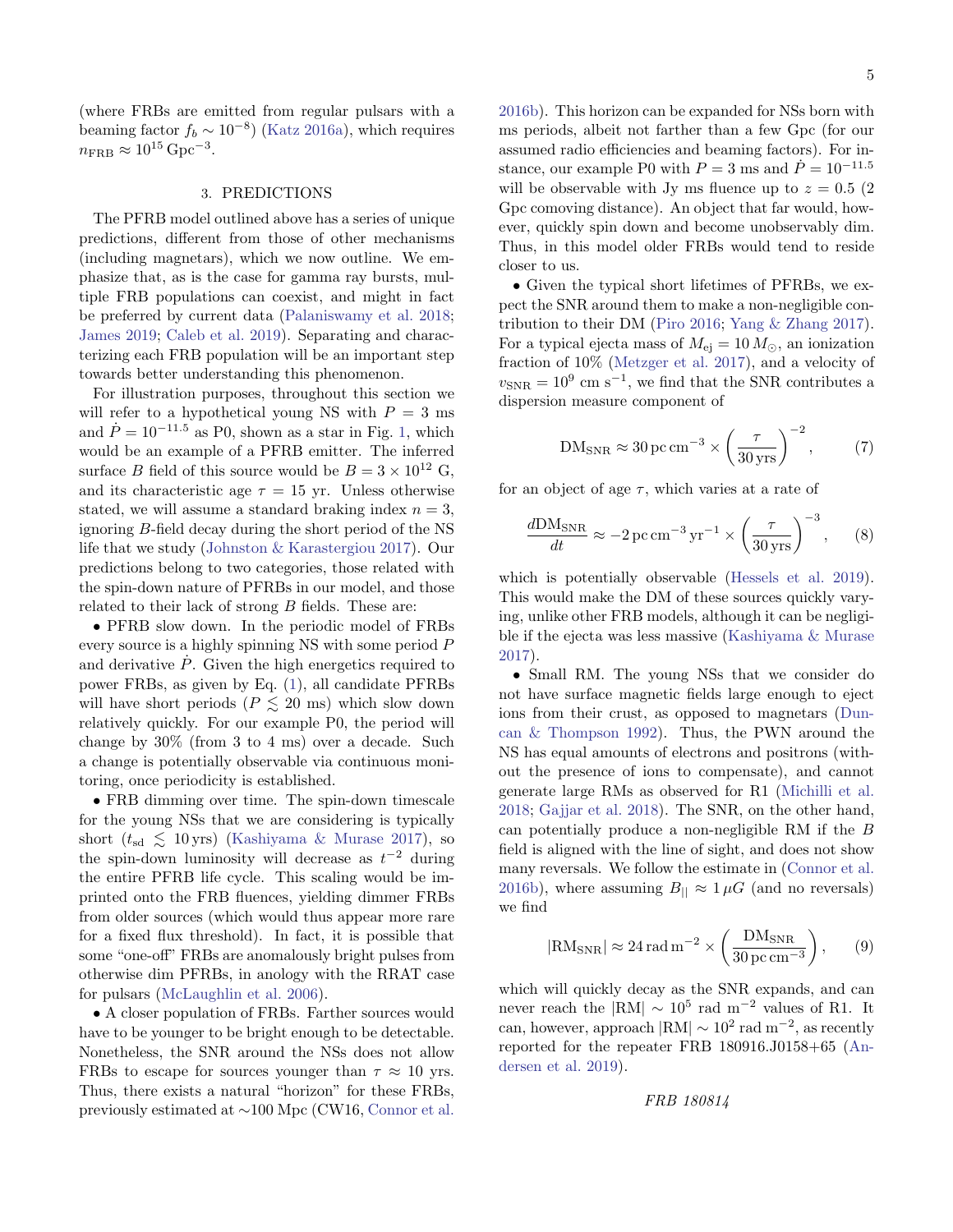(where FRBs are emitted from regular pulsars with a beaming factor $f_b \sim 10^{-8}$) (Katz 2016a), which requires $n_{\rm FRB} \approx 10^{15}\,{\rm Gpc}^{-3}$.

## 3. PREDICTIONS

The PFRB model outlined above has a series of unique predictions, different from those of other mechanisms (including magnetars), which we now outline. We emphasize that, as is the case for gamma ray bursts, multiple FRB populations can coexist, and might in fact be preferred by current data (Palaniswamy et al. 2018; James 2019; Caleb et al. 2019). Separating and characterizing each FRB population will be an important step towards better understanding this phenomenon.

For illustration purposes, throughout this section we will refer to a hypothetical young NS with $P = 3$ ms and $\dot{P} = 10^{-11.5}$ as P0, shown as a star in Fig. 1, which would be an example of a PFRB emitter. The inferred surface $B$ field of this source would be $B = 3 \times 10^{12}$ G, and its characteristic age $\tau = 15$ yr. Unless otherwise stated, we will assume a standard braking index $n = 3$, ignoring $B$-field decay during the short period of the NS life that we study (Johnston & Karastergiou 2017). Our predictions belong to two categories, those related with the spin-down nature of PFRBs in our model, and those related to their lack of strong $B$ fields. These are:

- PFRB slow down. In the periodic model of FRBs every source is a highly spinning NS with some period $P$ and derivative $\dot{P}$. Given the high energetics required to power FRBs, as given by Eq. (1), all candidate PFRBs will have short periods ($P \lesssim 20$ ms) which slow down relatively quickly. For our example P0, the period will change by 30% (from 3 to 4 ms) over a decade. Such a change is potentially observable via continuous monitoring, once periodicity is established.

- FRB dimming over time. The spin-down timescale for the young NSs that we are considering is typically short ($t_{\rm sd} \lesssim 10\,{\rm yrs}$) (Kashiyama & Murase 2017), so the spin-down luminosity will decrease as $t^{-2}$ during the entire PFRB life cycle. This scaling would be imprinted onto the FRB fluences, yielding dimmer FRBs from older sources (which would thus appear more rare for a fixed flux threshold). In fact, it is possible that some "one-off" FRBs are anomalously bright pulses from otherwise dim PFRBs, in anology with the RRAT case for pulsars (McLaughlin et al. 2006).

- A closer population of FRBs. Farther sources would have to be younger to be bright enough to be detectable. Nonetheless, the SNR around the NSs does not allow FRBs to escape for sources younger than $\tau \approx 10$ yrs. Thus, there exists a natural "horizon" for these FRBs, previously estimated at ~100 Mpc (CW16, Connor et al. 2016b). This horizon can be expanded for NSs born with ms periods, albeit not farther than a few Gpc (for our assumed radio efficiencies and beaming factors). For instance, our example P0 with $P = 3$ ms and $\dot{P} = 10^{-11.5}$ will be observable with Jy ms fluence up to $z = 0.5$ (2 Gpc comoving distance). An object that far would, however, quickly spin down and become unobservably dim. Thus, in this model older FRBs would tend to reside closer to us.

- Given the typical short lifetimes of PFRBs, we expect the SNR around them to make a non-negligible contribution to their DM (Piro 2016; Yang & Zhang 2017). For a typical ejecta mass of $M_{\rm ej} = 10\,M_\odot$, an ionization fraction of 10% (Metzger et al. 2017), and a velocity of $v_{\rm SNR} = 10^9$ cm s$^{-1}$, we find that the SNR contributes a dispersion measure component of

$$\mathrm{DM}_{\rm SNR} \approx 30\,{\rm pc\,cm^{-3}} \times \left(\frac{\tau}{30\,{\rm yrs}}\right)^{-2}, \tag{7}$$

for an object of age $\tau$, which varies at a rate of

$$\frac{d\mathrm{DM}_{\rm SNR}}{dt} \approx -2\,{\rm pc\,cm^{-3}\,yr^{-1}} \times \left(\frac{\tau}{30\,{\rm yrs}}\right)^{-3}, \tag{8}$$

which is potentially observable (Hessels et al. 2019). This would make the DM of these sources quickly varying, unlike other FRB models, although it can be negligible if the ejecta was less massive (Kashiyama & Murase 2017).

- Small RM. The young NSs that we consider do not have surface magnetic fields large enough to eject ions from their crust, as opposed to magnetars (Duncan & Thompson 1992). Thus, the PWN around the NS has equal amounts of electrons and positrons (without the presence of ions to compensate), and cannot generate large RMs as observed for R1 (Michilli et al. 2018; Gajjar et al. 2018). The SNR, on the other hand, can potentially produce a non-negligible RM if the $B$ field is aligned with the line of sight, and does not show many reversals. We follow the estimate in (Connor et al. 2016b), where assuming $B_{||} \approx 1\,\mu G$ (and no reversals) we find

$$|\mathrm{RM}_{\rm SNR}| \approx 24\,{\rm rad\,m^{-2}} \times \left(\frac{\mathrm{DM}_{\rm SNR}}{30\,{\rm pc\,cm^{-3}}}\right), \tag{9}$$

which will quickly decay as the SNR expands, and can never reach the $|\mathrm{RM}| \sim 10^5$ rad m$^{-2}$ values of R1. It can, however, approach $|\mathrm{RM}| \sim 10^2$ rad m$^{-2}$, as recently reported for the repeater FRB 180916.J0158+65 (Andersen et al. 2019).

*FRB 180814*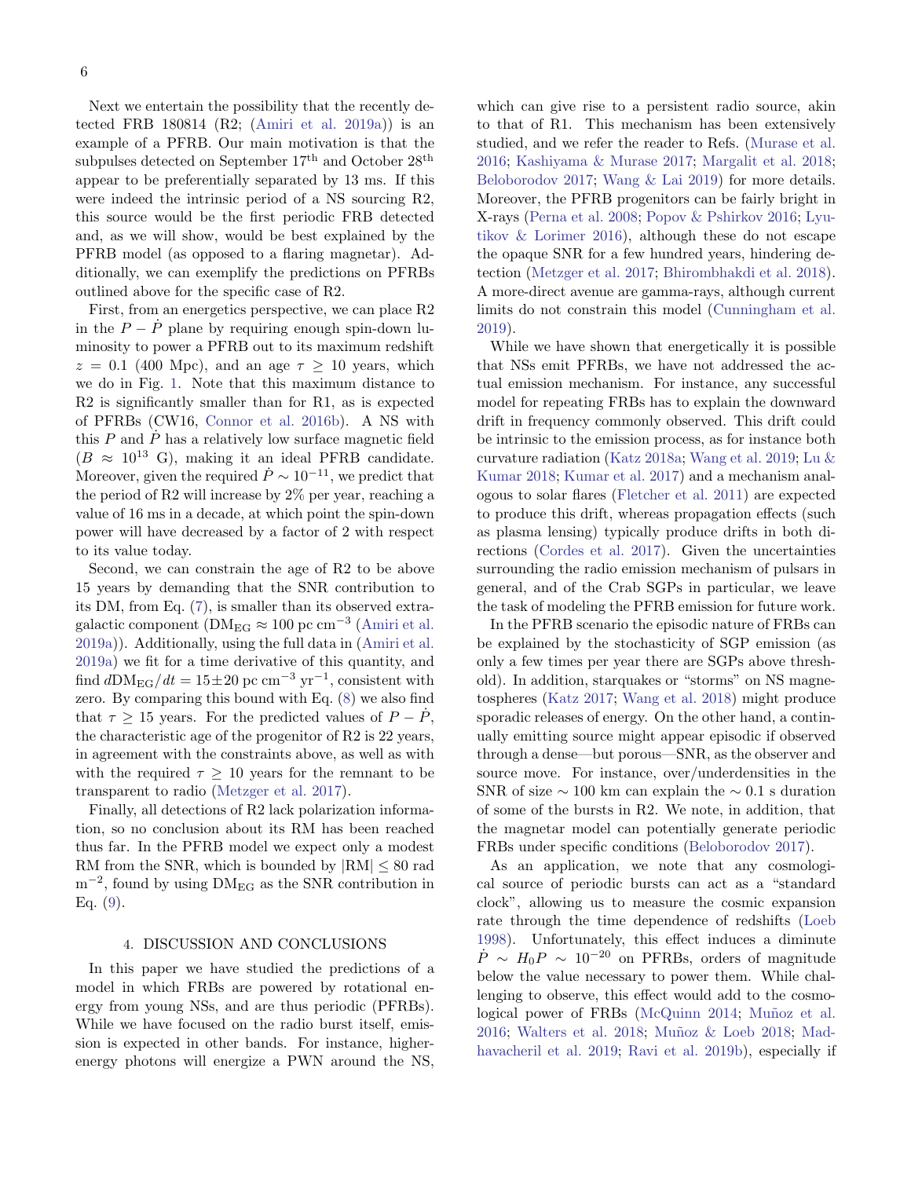Next we entertain the possibility that the recently detected FRB 180814 (R2; (Amiri et al. 2019a)) is an example of a PFRB. Our main motivation is that the subpulses detected on September 17$^{\rm th}$ and October 28$^{\rm th}$ appear to be preferentially separated by 13 ms. If this were indeed the intrinsic period of a NS sourcing R2, this source would be the first periodic FRB detected and, as we will show, would be best explained by the PFRB model (as opposed to a flaring magnetar). Additionally, we can exemplify the predictions on PFRBs outlined above for the specific case of R2.

First, from an energetics perspective, we can place R2 in the $P-\dot{P}$ plane by requiring enough spin-down luminosity to power a PFRB out to its maximum redshift $z=0.1$ (400 Mpc), and an age $\tau \geq 10$ years, which we do in Fig. 1. Note that this maximum distance to R2 is significantly smaller than for R1, as is expected of PFRBs (CW16, Connor et al. 2016b). A NS with this $P$ and $\dot{P}$ has a relatively low surface magnetic field ($B\approx 10^{13}$ G), making it an ideal PFRB candidate. Moreover, given the required $\dot{P}\sim 10^{-11}$, we predict that the period of R2 will increase by 2% per year, reaching a value of 16 ms in a decade, at which point the spin-down power will have decreased by a factor of 2 with respect to its value today.

Second, we can constrain the age of R2 to be above 15 years by demanding that the SNR contribution to its DM, from Eq. (7), is smaller than its observed extragalactic component ($\mathrm{DM_{EG}}\approx 100$ pc cm$^{-3}$ (Amiri et al. 2019a)). Additionally, using the full data in (Amiri et al. 2019a) we fit for a time derivative of this quantity, and find $d\mathrm{DM_{EG}}/dt = 15\pm 20$ pc cm$^{-3}$ yr$^{-1}$, consistent with zero. By comparing this bound with Eq. (8) we also find that $\tau \geq 15$ years. For the predicted values of $P-\dot{P}$, the characteristic age of the progenitor of R2 is 22 years, in agreement with the constraints above, as well as with with the required $\tau \geq 10$ years for the remnant to be transparent to radio (Metzger et al. 2017).

Finally, all detections of R2 lack polarization information, so no conclusion about its RM has been reached thus far. In the PFRB model we expect only a modest RM from the SNR, which is bounded by $|\mathrm{RM}| \leq 80$ rad m$^{-2}$, found by using $\mathrm{DM_{EG}}$ as the SNR contribution in Eq. (9).

## 4. DISCUSSION AND CONCLUSIONS

In this paper we have studied the predictions of a model in which FRBs are powered by rotational energy from young NSs, and are thus periodic (PFRBs). While we have focused on the radio burst itself, emission is expected in other bands. For instance, higher-energy photons will energize a PWN around the NS, which can give rise to a persistent radio source, akin to that of R1. This mechanism has been extensively studied, and we refer the reader to Refs. (Murase et al. 2016; Kashiyama & Murase 2017; Margalit et al. 2018; Beloborodov 2017; Wang & Lai 2019) for more details. Moreover, the PFRB progenitors can be fairly bright in X-rays (Perna et al. 2008; Popov & Pshirkov 2016; Lyutikov & Lorimer 2016), although these do not escape the opaque SNR for a few hundred years, hindering detection (Metzger et al. 2017; Bhirombhakdi et al. 2018). A more-direct avenue are gamma-rays, although current limits do not constrain this model (Cunningham et al. 2019).

While we have shown that energetically it is possible that NSs emit PFRBs, we have not addressed the actual emission mechanism. For instance, any successful model for repeating FRBs has to explain the downward drift in frequency commonly observed. This drift could be intrinsic to the emission process, as for instance both curvature radiation (Katz 2018a; Wang et al. 2019; Lu & Kumar 2018; Kumar et al. 2017) and a mechanism analogous to solar flares (Fletcher et al. 2011) are expected to produce this drift, whereas propagation effects (such as plasma lensing) typically produce drifts in both directions (Cordes et al. 2017). Given the uncertainties surrounding the radio emission mechanism of pulsars in general, and of the Crab SGPs in particular, we leave the task of modeling the PFRB emission for future work.

In the PFRB scenario the episodic nature of FRBs can be explained by the stochasticity of SGP emission (as only a few times per year there are SGPs above threshold). In addition, starquakes or "storms" on NS magnetospheres (Katz 2017; Wang et al. 2018) might produce sporadic releases of energy. On the other hand, a continually emitting source might appear episodic if observed through a dense—but porous—SNR, as the observer and source move. For instance, over/underdensities in the SNR of size $\sim 100$ km can explain the $\sim 0.1$ s duration of some of the bursts in R2. We note, in addition, that the magnetar model can potentially generate periodic FRBs under specific conditions (Beloborodov 2017).

As an application, we note that any cosmological source of periodic bursts can act as a "standard clock", allowing us to measure the cosmic expansion rate through the time dependence of redshifts (Loeb 1998). Unfortunately, this effect induces a diminute $\dot{P}\sim H_0 P\sim 10^{-20}$ on PFRBs, orders of magnitude below the value necessary to power them. While challenging to observe, this effect would add to the cosmological power of FRBs (McQuinn 2014; Muñoz et al. 2016; Walters et al. 2018; Muñoz & Loeb 2018; Madhavacheril et al. 2019; Ravi et al. 2019b), especially if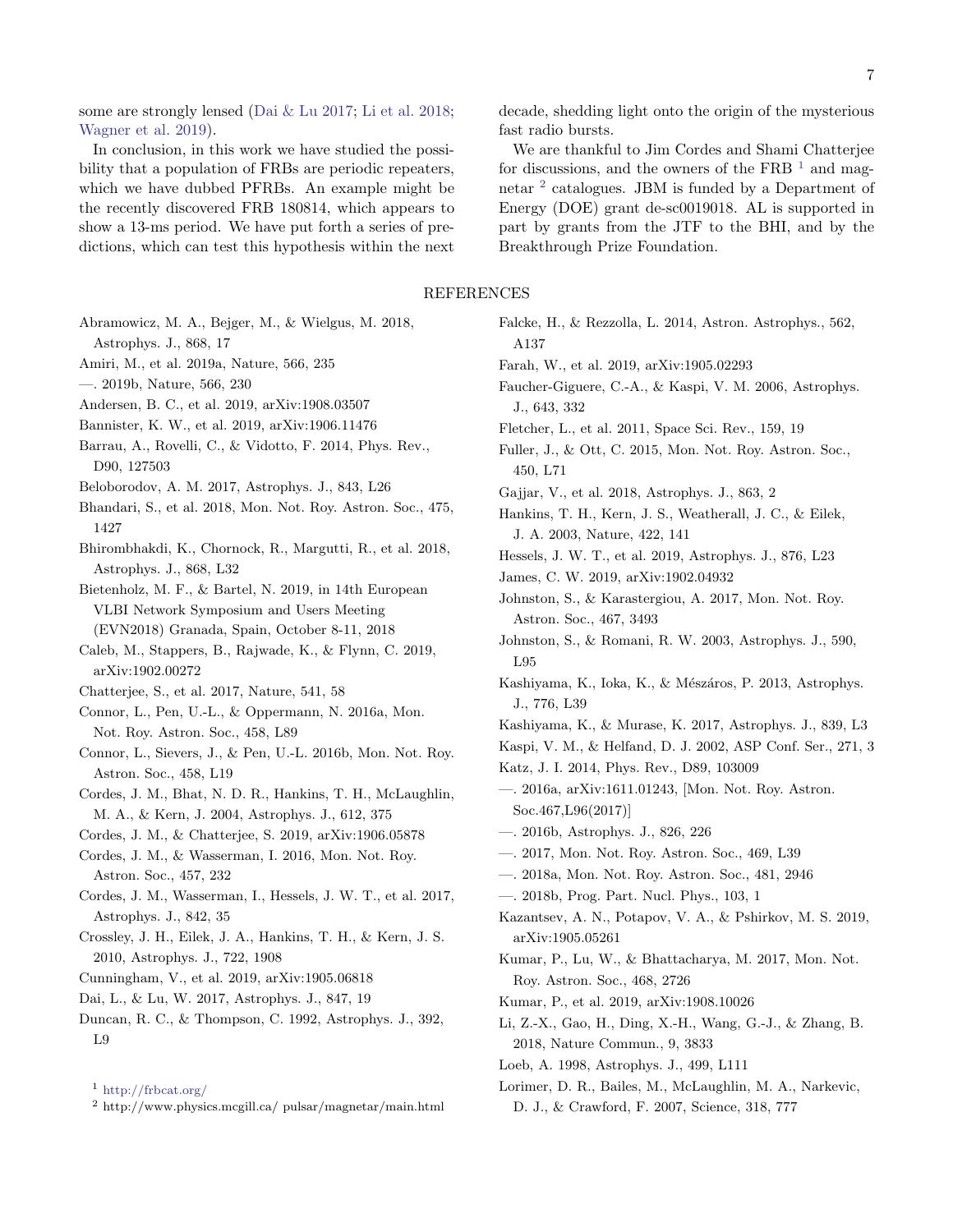some are strongly lensed (Dai & Lu 2017; Li et al. 2018; Wagner et al. 2019).

In conclusion, in this work we have studied the possibility that a population of FRBs are periodic repeaters, which we have dubbed PFRBs. An example might be the recently discovered FRB 180814, which appears to show a 13-ms period. We have put forth a series of predictions, which can test this hypothesis within the next decade, shedding light onto the origin of the mysterious fast radio bursts.

We are thankful to Jim Cordes and Shami Chatterjee for discussions, and the owners of the FRB [1] and magnetar [2] catalogues. JBM is funded by a Department of Energy (DOE) grant de-sc0019018. AL is supported in part by grants from the JTF to the BHI, and by the Breakthrough Prize Foundation.

[1] http://frbcat.org/

[2] http://www.physics.mcgill.ca/ pulsar/magnetar/main.html

## REFERENCES

Abramowicz, M. A., Bejger, M., & Wielgus, M. 2018, Astrophys. J., 868, 17

Amiri, M., et al. 2019a, Nature, 566, 235

—. 2019b, Nature, 566, 230

Andersen, B. C., et al. 2019, arXiv:1908.03507

Bannister, K. W., et al. 2019, arXiv:1906.11476

Barrau, A., Rovelli, C., & Vidotto, F. 2014, Phys. Rev., D90, 127503

Beloborodov, A. M. 2017, Astrophys. J., 843, L26

Bhandari, S., et al. 2018, Mon. Not. Roy. Astron. Soc., 475, 1427

Bhirombhakdi, K., Chornock, R., Margutti, R., et al. 2018, Astrophys. J., 868, L32

Bietenholz, M. F., & Bartel, N. 2019, in 14th European VLBI Network Symposium and Users Meeting (EVN2018) Granada, Spain, October 8-11, 2018

Caleb, M., Stappers, B., Rajwade, K., & Flynn, C. 2019, arXiv:1902.00272

Chatterjee, S., et al. 2017, Nature, 541, 58

Connor, L., Pen, U.-L., & Oppermann, N. 2016a, Mon. Not. Roy. Astron. Soc., 458, L89

Connor, L., Sievers, J., & Pen, U.-L. 2016b, Mon. Not. Roy. Astron. Soc., 458, L19

Cordes, J. M., Bhat, N. D. R., Hankins, T. H., McLaughlin, M. A., & Kern, J. 2004, Astrophys. J., 612, 375

Cordes, J. M., & Chatterjee, S. 2019, arXiv:1906.05878

Cordes, J. M., & Wasserman, I. 2016, Mon. Not. Roy. Astron. Soc., 457, 232

Cordes, J. M., Wasserman, I., Hessels, J. W. T., et al. 2017, Astrophys. J., 842, 35

Crossley, J. H., Eilek, J. A., Hankins, T. H., & Kern, J. S. 2010, Astrophys. J., 722, 1908

Cunningham, V., et al. 2019, arXiv:1905.06818

Dai, L., & Lu, W. 2017, Astrophys. J., 847, 19

Duncan, R. C., & Thompson, C. 1992, Astrophys. J., 392, L9

Falcke, H., & Rezzolla, L. 2014, Astron. Astrophys., 562, A137

Farah, W., et al. 2019, arXiv:1905.02293

Faucher-Giguere, C.-A., & Kaspi, V. M. 2006, Astrophys. J., 643, 332

Fletcher, L., et al. 2011, Space Sci. Rev., 159, 19

Fuller, J., & Ott, C. 2015, Mon. Not. Roy. Astron. Soc., 450, L71

Gajjar, V., et al. 2018, Astrophys. J., 863, 2

Hankins, T. H., Kern, J. S., Weatherall, J. C., & Eilek, J. A. 2003, Nature, 422, 141

Hessels, J. W. T., et al. 2019, Astrophys. J., 876, L23

James, C. W. 2019, arXiv:1902.04932

Johnston, S., & Karastergiou, A. 2017, Mon. Not. Roy. Astron. Soc., 467, 3493

Johnston, S., & Romani, R. W. 2003, Astrophys. J., 590, L95

Kashiyama, K., Ioka, K., & Mészáros, P. 2013, Astrophys. J., 776, L39

Kashiyama, K., & Murase, K. 2017, Astrophys. J., 839, L3

Kaspi, V. M., & Helfand, D. J. 2002, ASP Conf. Ser., 271, 3

Katz, J. I. 2014, Phys. Rev., D89, 103009

—. 2016a, arXiv:1611.01243, [Mon. Not. Roy. Astron. Soc.467,L96(2017)]

—. 2016b, Astrophys. J., 826, 226

—. 2017, Mon. Not. Roy. Astron. Soc., 469, L39

—. 2018a, Mon. Not. Roy. Astron. Soc., 481, 2946

—. 2018b, Prog. Part. Nucl. Phys., 103, 1

Kazantsev, A. N., Potapov, V. A., & Pshirkov, M. S. 2019, arXiv:1905.05261

Kumar, P., Lu, W., & Bhattacharya, M. 2017, Mon. Not. Roy. Astron. Soc., 468, 2726

Kumar, P., et al. 2019, arXiv:1908.10026

Li, Z.-X., Gao, H., Ding, X.-H., Wang, G.-J., & Zhang, B. 2018, Nature Commun., 9, 3833

Loeb, A. 1998, Astrophys. J., 499, L111

Lorimer, D. R., Bailes, M., McLaughlin, M. A., Narkevic, D. J., & Crawford, F. 2007, Science, 318, 777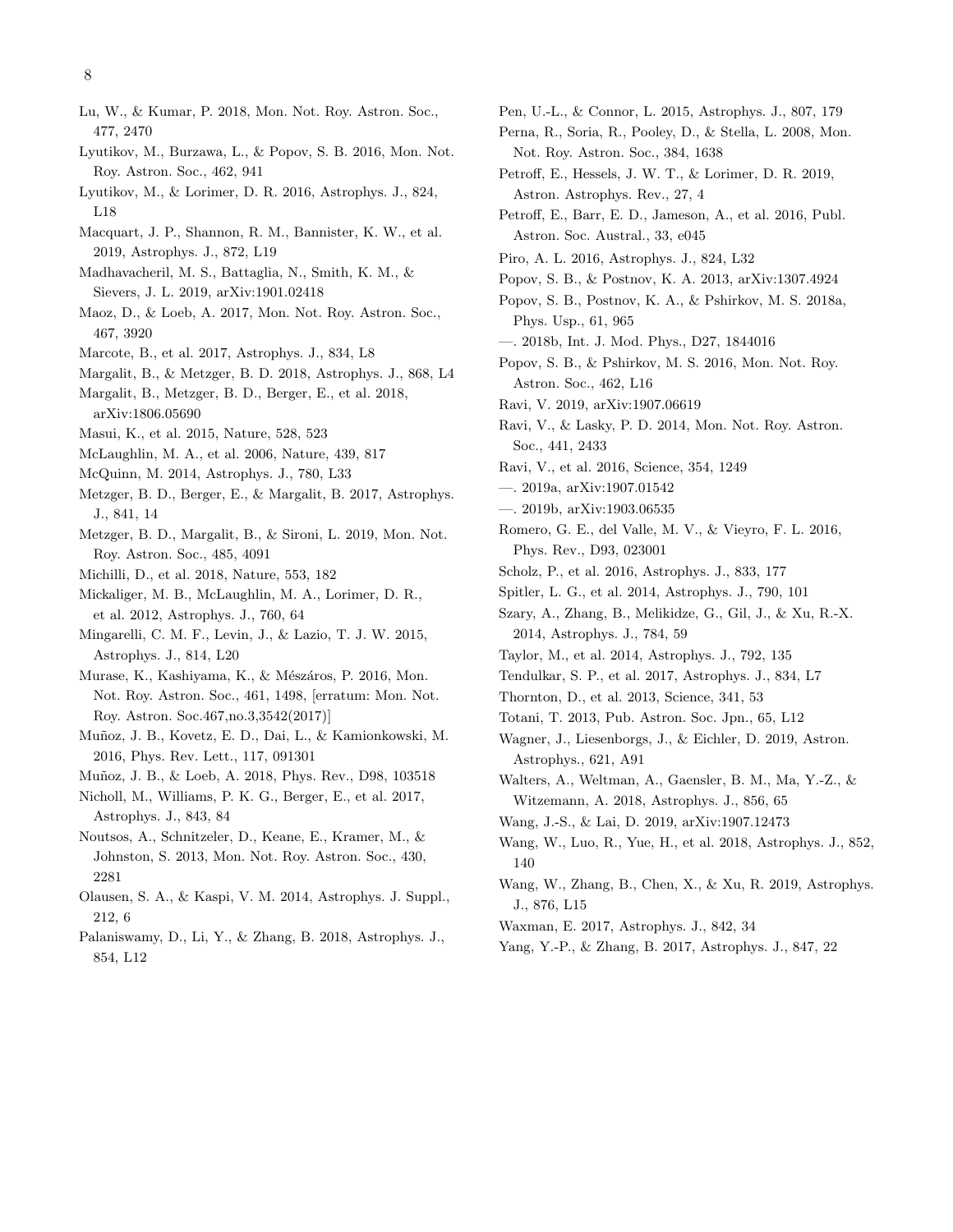Lu, W., & Kumar, P. 2018, Mon. Not. Roy. Astron. Soc., 477, 2470

Lyutikov, M., Burzawa, L., & Popov, S. B. 2016, Mon. Not. Roy. Astron. Soc., 462, 941

Lyutikov, M., & Lorimer, D. R. 2016, Astrophys. J., 824, L18

Macquart, J. P., Shannon, R. M., Bannister, K. W., et al. 2019, Astrophys. J., 872, L19

Madhavacheril, M. S., Battaglia, N., Smith, K. M., & Sievers, J. L. 2019, arXiv:1901.02418

Maoz, D., & Loeb, A. 2017, Mon. Not. Roy. Astron. Soc., 467, 3920

Marcote, B., et al. 2017, Astrophys. J., 834, L8

Margalit, B., & Metzger, B. D. 2018, Astrophys. J., 868, L4

Margalit, B., Metzger, B. D., Berger, E., et al. 2018, arXiv:1806.05690

Masui, K., et al. 2015, Nature, 528, 523

McLaughlin, M. A., et al. 2006, Nature, 439, 817

McQuinn, M. 2014, Astrophys. J., 780, L33

Metzger, B. D., Berger, E., & Margalit, B. 2017, Astrophys. J., 841, 14

Metzger, B. D., Margalit, B., & Sironi, L. 2019, Mon. Not. Roy. Astron. Soc., 485, 4091

Michilli, D., et al. 2018, Nature, 553, 182

Mickaliger, M. B., McLaughlin, M. A., Lorimer, D. R., et al. 2012, Astrophys. J., 760, 64

Mingarelli, C. M. F., Levin, J., & Lazio, T. J. W. 2015, Astrophys. J., 814, L20

Murase, K., Kashiyama, K., & Mészáros, P. 2016, Mon. Not. Roy. Astron. Soc., 461, 1498, [erratum: Mon. Not. Roy. Astron. Soc.467,no.3,3542(2017)]

Muñoz, J. B., Kovetz, E. D., Dai, L., & Kamionkowski, M. 2016, Phys. Rev. Lett., 117, 091301

Muñoz, J. B., & Loeb, A. 2018, Phys. Rev., D98, 103518

Nicholl, M., Williams, P. K. G., Berger, E., et al. 2017, Astrophys. J., 843, 84

Noutsos, A., Schnitzeler, D., Keane, E., Kramer, M., & Johnston, S. 2013, Mon. Not. Roy. Astron. Soc., 430, 2281

Olausen, S. A., & Kaspi, V. M. 2014, Astrophys. J. Suppl., 212, 6

Palaniswamy, D., Li, Y., & Zhang, B. 2018, Astrophys. J., 854, L12

Pen, U.-L., & Connor, L. 2015, Astrophys. J., 807, 179

Perna, R., Soria, R., Pooley, D., & Stella, L. 2008, Mon. Not. Roy. Astron. Soc., 384, 1638

Petroff, E., Hessels, J. W. T., & Lorimer, D. R. 2019, Astron. Astrophys. Rev., 27, 4

Petroff, E., Barr, E. D., Jameson, A., et al. 2016, Publ. Astron. Soc. Austral., 33, e045

Piro, A. L. 2016, Astrophys. J., 824, L32

Popov, S. B., & Postnov, K. A. 2013, arXiv:1307.4924

Popov, S. B., Postnov, K. A., & Pshirkov, M. S. 2018a, Phys. Usp., 61, 965

—. 2018b, Int. J. Mod. Phys., D27, 1844016

Popov, S. B., & Pshirkov, M. S. 2016, Mon. Not. Roy. Astron. Soc., 462, L16

Ravi, V. 2019, arXiv:1907.06619

Ravi, V., & Lasky, P. D. 2014, Mon. Not. Roy. Astron. Soc., 441, 2433

Ravi, V., et al. 2016, Science, 354, 1249

—. 2019a, arXiv:1907.01542

—. 2019b, arXiv:1903.06535

Romero, G. E., del Valle, M. V., & Vieyro, F. L. 2016, Phys. Rev., D93, 023001

Scholz, P., et al. 2016, Astrophys. J., 833, 177

Spitler, L. G., et al. 2014, Astrophys. J., 790, 101

Szary, A., Zhang, B., Melikidze, G., Gil, J., & Xu, R.-X. 2014, Astrophys. J., 784, 59

Taylor, M., et al. 2014, Astrophys. J., 792, 135

Tendulkar, S. P., et al. 2017, Astrophys. J., 834, L7

Thornton, D., et al. 2013, Science, 341, 53

Totani, T. 2013, Pub. Astron. Soc. Jpn., 65, L12

Wagner, J., Liesenborgs, J., & Eichler, D. 2019, Astron. Astrophys., 621, A91

Walters, A., Weltman, A., Gaensler, B. M., Ma, Y.-Z., & Witzemann, A. 2018, Astrophys. J., 856, 65

Wang, J.-S., & Lai, D. 2019, arXiv:1907.12473

Wang, W., Luo, R., Yue, H., et al. 2018, Astrophys. J., 852, 140

Wang, W., Zhang, B., Chen, X., & Xu, R. 2019, Astrophys. J., 876, L15

Waxman, E. 2017, Astrophys. J., 842, 34

Yang, Y.-P., & Zhang, B. 2017, Astrophys. J., 847, 22